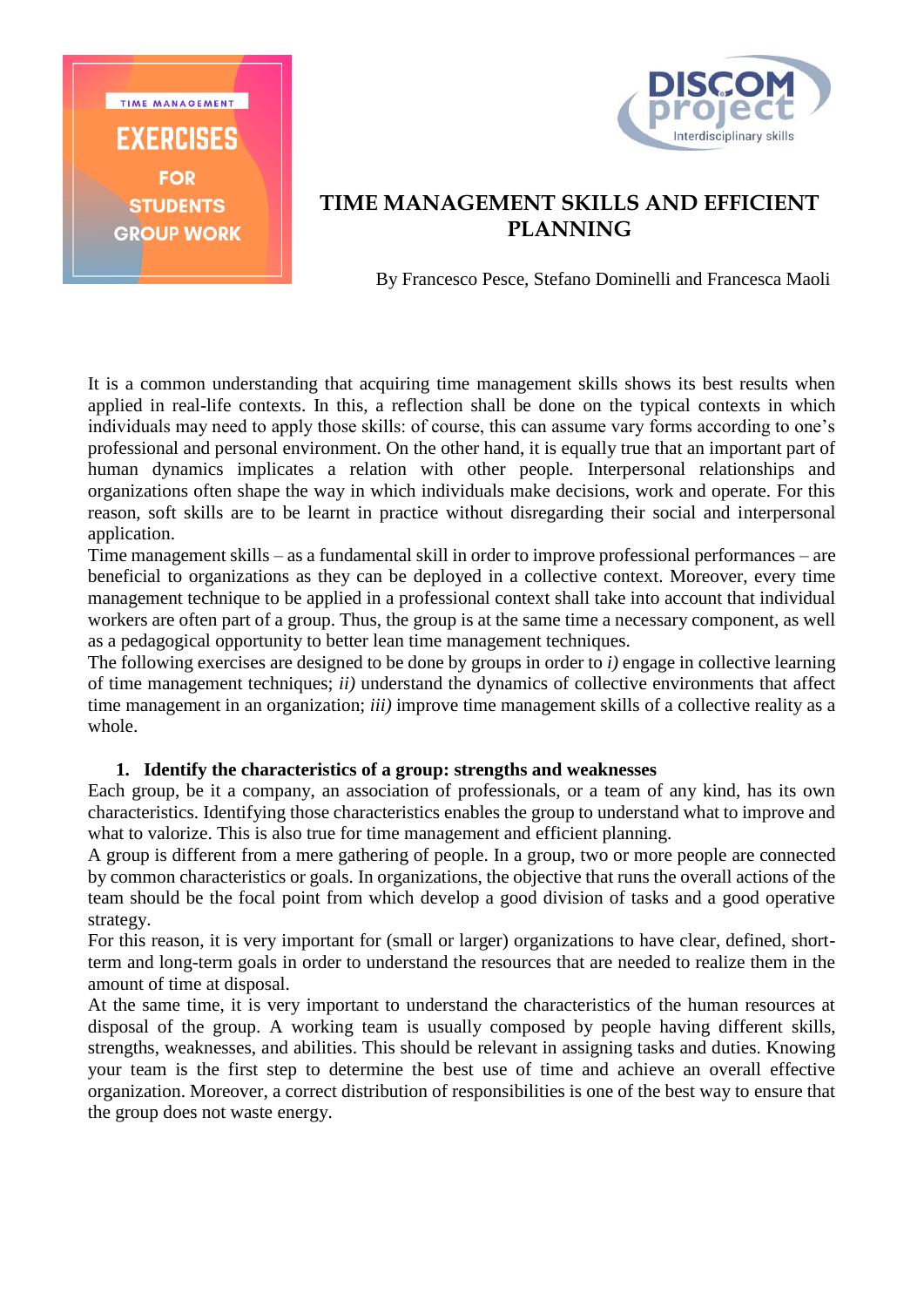TIME MANAGEMENT

EXERCISES FOR STUDENTS GROUP WORK

DISCOM project
Interdisciplinary skills

# TIME MANAGEMENT SKILLS AND EFFICIENT PLANNING

By Francesco Pesce, Stefano Dominelli and Francesca Maoli

It is a common understanding that acquiring time management skills shows its best results when applied in real-life contexts. In this, a reflection shall be done on the typical contexts in which individuals may need to apply those skills: of course, this can assume vary forms according to one's professional and personal environment. On the other hand, it is equally true that an important part of human dynamics implicates a relation with other people. Interpersonal relationships and organizations often shape the way in which individuals make decisions, work and operate. For this reason, soft skills are to be learnt in practice without disregarding their social and interpersonal application.

Time management skills – as a fundamental skill in order to improve professional performances – are beneficial to organizations as they can be deployed in a collective context. Moreover, every time management technique to be applied in a professional context shall take into account that individual workers are often part of a group. Thus, the group is at the same time a necessary component, as well as a pedagogical opportunity to better lean time management techniques.

The following exercises are designed to be done by groups in order to *i)* engage in collective learning of time management techniques; *ii)* understand the dynamics of collective environments that affect time management in an organization; *iii)* improve time management skills of a collective reality as a whole.

## 1. Identify the characteristics of a group: strengths and weaknesses

Each group, be it a company, an association of professionals, or a team of any kind, has its own characteristics. Identifying those characteristics enables the group to understand what to improve and what to valorize. This is also true for time management and efficient planning.

A group is different from a mere gathering of people. In a group, two or more people are connected by common characteristics or goals. In organizations, the objective that runs the overall actions of the team should be the focal point from which develop a good division of tasks and a good operative strategy.

For this reason, it is very important for (small or larger) organizations to have clear, defined, short-term and long-term goals in order to understand the resources that are needed to realize them in the amount of time at disposal.

At the same time, it is very important to understand the characteristics of the human resources at disposal of the group. A working team is usually composed by people having different skills, strengths, weaknesses, and abilities. This should be relevant in assigning tasks and duties. Knowing your team is the first step to determine the best use of time and achieve an overall effective organization. Moreover, a correct distribution of responsibilities is one of the best way to ensure that the group does not waste energy.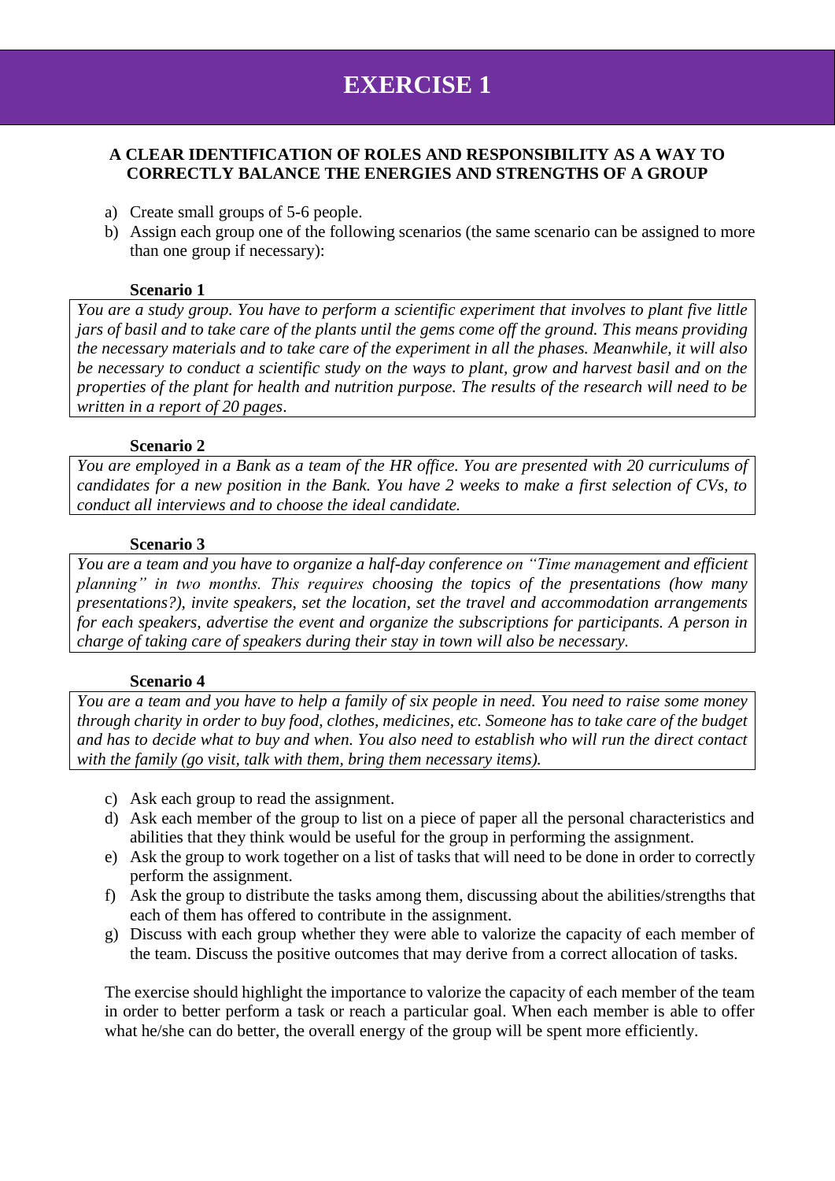# EXERCISE 1

**A CLEAR IDENTIFICATION OF ROLES AND RESPONSIBILITY AS A WAY TO CORRECTLY BALANCE THE ENERGIES AND STRENGTHS OF A GROUP**

a) Create small groups of 5-6 people.

b) Assign each group one of the following scenarios (the same scenario can be assigned to more than one group if necessary):

**Scenario 1**

*You are a study group. You have to perform a scientific experiment that involves to plant five little jars of basil and to take care of the plants until the gems come off the ground. This means providing the necessary materials and to take care of the experiment in all the phases. Meanwhile, it will also be necessary to conduct a scientific study on the ways to plant, grow and harvest basil and on the properties of the plant for health and nutrition purpose. The results of the research will need to be written in a report of 20 pages.*

**Scenario 2**

*You are employed in a Bank as a team of the HR office. You are presented with 20 curriculums of candidates for a new position in the Bank. You have 2 weeks to make a first selection of CVs, to conduct all interviews and to choose the ideal candidate.*

**Scenario 3**

*You are a team and you have to organize a half-day conference on "Time management and efficient planning" in two months. This requires choosing the topics of the presentations (how many presentations?), invite speakers, set the location, set the travel and accommodation arrangements for each speakers, advertise the event and organize the subscriptions for participants. A person in charge of taking care of speakers during their stay in town will also be necessary.*

**Scenario 4**

*You are a team and you have to help a family of six people in need. You need to raise some money through charity in order to buy food, clothes, medicines, etc. Someone has to take care of the budget and has to decide what to buy and when. You also need to establish who will run the direct contact with the family (go visit, talk with them, bring them necessary items).*

c) Ask each group to read the assignment.

d) Ask each member of the group to list on a piece of paper all the personal characteristics and abilities that they think would be useful for the group in performing the assignment.

e) Ask the group to work together on a list of tasks that will need to be done in order to correctly perform the assignment.

f) Ask the group to distribute the tasks among them, discussing about the abilities/strengths that each of them has offered to contribute in the assignment.

g) Discuss with each group whether they were able to valorize the capacity of each member of the team. Discuss the positive outcomes that may derive from a correct allocation of tasks.

The exercise should highlight the importance to valorize the capacity of each member of the team in order to better perform a task or reach a particular goal. When each member is able to offer what he/she can do better, the overall energy of the group will be spent more efficiently.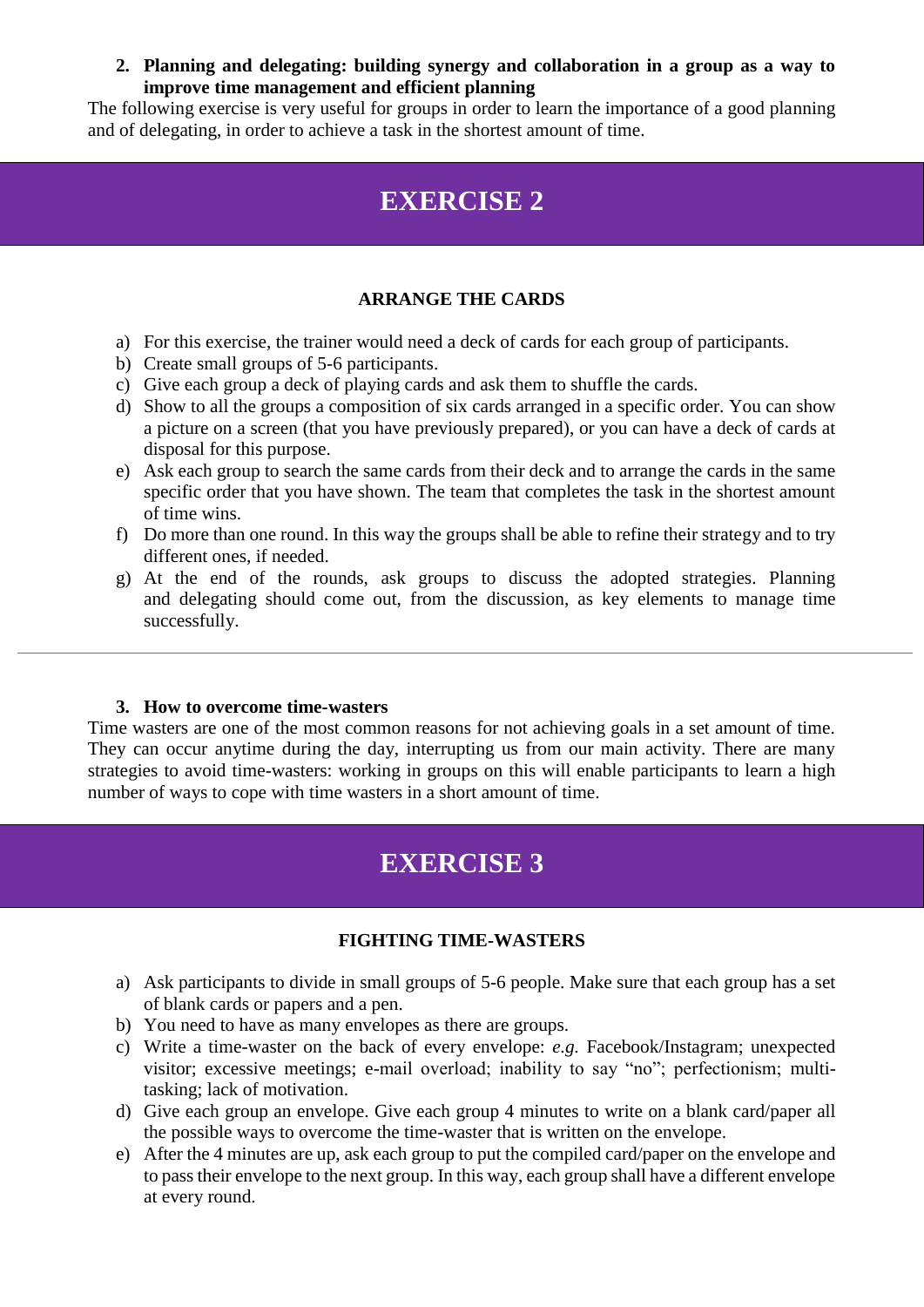2. **Planning and delegating: building synergy and collaboration in a group as a way to improve time management and efficient planning**

The following exercise is very useful for groups in order to learn the importance of a good planning and of delegating, in order to achieve a task in the shortest amount of time.

## EXERCISE 2

### ARRANGE THE CARDS

a) For this exercise, the trainer would need a deck of cards for each group of participants.
b) Create small groups of 5-6 participants.
c) Give each group a deck of playing cards and ask them to shuffle the cards.
d) Show to all the groups a composition of six cards arranged in a specific order. You can show a picture on a screen (that you have previously prepared), or you can have a deck of cards at disposal for this purpose.
e) Ask each group to search the same cards from their deck and to arrange the cards in the same specific order that you have shown. The team that completes the task in the shortest amount of time wins.
f) Do more than one round. In this way the groups shall be able to refine their strategy and to try different ones, if needed.
g) At the end of the rounds, ask groups to discuss the adopted strategies. Planning and delegating should come out, from the discussion, as key elements to manage time successfully.

---

3. **How to overcome time-wasters**

Time wasters are one of the most common reasons for not achieving goals in a set amount of time. They can occur anytime during the day, interrupting us from our main activity. There are many strategies to avoid time-wasters: working in groups on this will enable participants to learn a high number of ways to cope with time wasters in a short amount of time.

## EXERCISE 3

### FIGHTING TIME-WASTERS

a) Ask participants to divide in small groups of 5-6 people. Make sure that each group has a set of blank cards or papers and a pen.
b) You need to have as many envelopes as there are groups.
c) Write a time-waster on the back of every envelope: *e.g.* Facebook/Instagram; unexpected visitor; excessive meetings; e-mail overload; inability to say "no"; perfectionism; multi-tasking; lack of motivation.
d) Give each group an envelope. Give each group 4 minutes to write on a blank card/paper all the possible ways to overcome the time-waster that is written on the envelope.
e) After the 4 minutes are up, ask each group to put the compiled card/paper on the envelope and to pass their envelope to the next group. In this way, each group shall have a different envelope at every round.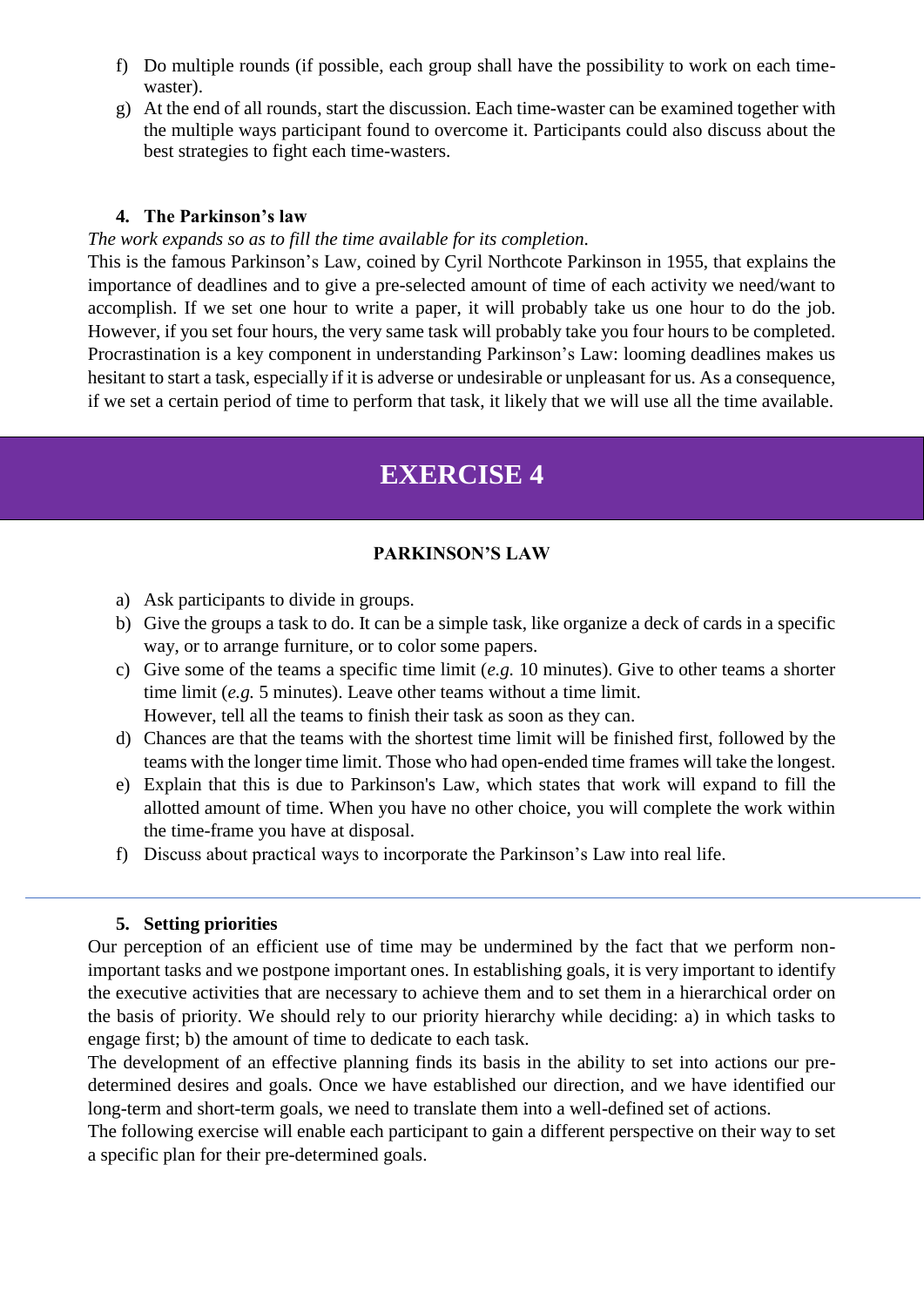f) Do multiple rounds (if possible, each group shall have the possibility to work on each time-waster).
g) At the end of all rounds, start the discussion. Each time-waster can be examined together with the multiple ways participant found to overcome it. Participants could also discuss about the best strategies to fight each time-wasters.

### 4. The Parkinson's law

*The work expands so as to fill the time available for its completion.*

This is the famous Parkinson's Law, coined by Cyril Northcote Parkinson in 1955, that explains the importance of deadlines and to give a pre-selected amount of time of each activity we need/want to accomplish. If we set one hour to write a paper, it will probably take us one hour to do the job. However, if you set four hours, the very same task will probably take you four hours to be completed. Procrastination is a key component in understanding Parkinson's Law: looming deadlines makes us hesitant to start a task, especially if it is adverse or undesirable or unpleasant for us. As a consequence, if we set a certain period of time to perform that task, it likely that we will use all the time available.

## EXERCISE 4

**PARKINSON'S LAW**

a) Ask participants to divide in groups.
b) Give the groups a task to do. It can be a simple task, like organize a deck of cards in a specific way, or to arrange furniture, or to color some papers.
c) Give some of the teams a specific time limit (*e.g.* 10 minutes). Give to other teams a shorter time limit (*e.g.* 5 minutes). Leave other teams without a time limit.
   However, tell all the teams to finish their task as soon as they can.
d) Chances are that the teams with the shortest time limit will be finished first, followed by the teams with the longer time limit. Those who had open-ended time frames will take the longest.
e) Explain that this is due to Parkinson's Law, which states that work will expand to fill the allotted amount of time. When you have no other choice, you will complete the work within the time-frame you have at disposal.
f) Discuss about practical ways to incorporate the Parkinson's Law into real life.

---

### 5. Setting priorities

Our perception of an efficient use of time may be undermined by the fact that we perform non-important tasks and we postpone important ones. In establishing goals, it is very important to identify the executive activities that are necessary to achieve them and to set them in a hierarchical order on the basis of priority. We should rely to our priority hierarchy while deciding: a) in which tasks to engage first; b) the amount of time to dedicate to each task.

The development of an effective planning finds its basis in the ability to set into actions our pre-determined desires and goals. Once we have established our direction, and we have identified our long-term and short-term goals, we need to translate them into a well-defined set of actions.

The following exercise will enable each participant to gain a different perspective on their way to set a specific plan for their pre-determined goals.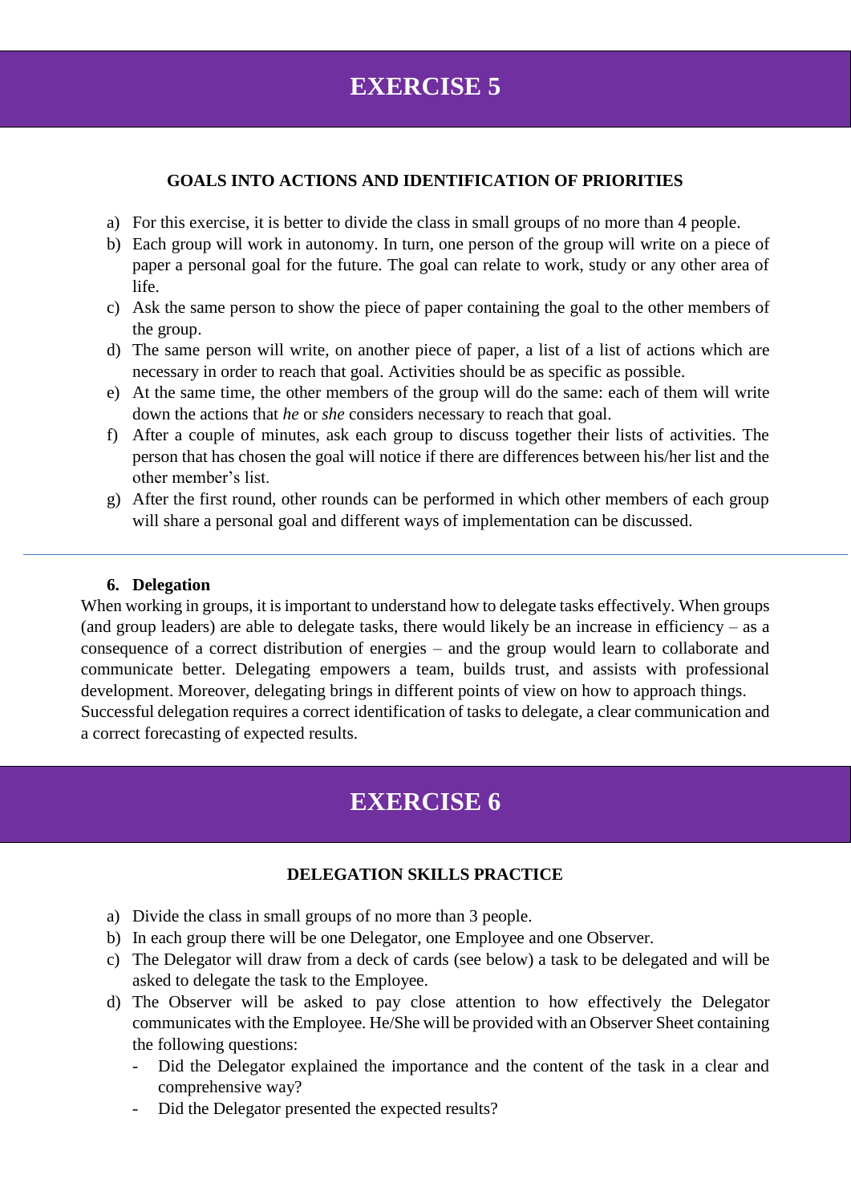# EXERCISE 5

### GOALS INTO ACTIONS AND IDENTIFICATION OF PRIORITIES

a) For this exercise, it is better to divide the class in small groups of no more than 4 people.
b) Each group will work in autonomy. In turn, one person of the group will write on a piece of paper a personal goal for the future. The goal can relate to work, study or any other area of life.
c) Ask the same person to show the piece of paper containing the goal to the other members of the group.
d) The same person will write, on another piece of paper, a list of a list of actions which are necessary in order to reach that goal. Activities should be as specific as possible.
e) At the same time, the other members of the group will do the same: each of them will write down the actions that *he* or *she* considers necessary to reach that goal.
f) After a couple of minutes, ask each group to discuss together their lists of activities. The person that has chosen the goal will notice if there are differences between his/her list and the other member's list.
g) After the first round, other rounds can be performed in which other members of each group will share a personal goal and different ways of implementation can be discussed.

---

## 6. Delegation

When working in groups, it is important to understand how to delegate tasks effectively. When groups (and group leaders) are able to delegate tasks, there would likely be an increase in efficiency – as a consequence of a correct distribution of energies – and the group would learn to collaborate and communicate better. Delegating empowers a team, builds trust, and assists with professional development. Moreover, delegating brings in different points of view on how to approach things.
Successful delegation requires a correct identification of tasks to delegate, a clear communication and a correct forecasting of expected results.

# EXERCISE 6

### DELEGATION SKILLS PRACTICE

a) Divide the class in small groups of no more than 3 people.
b) In each group there will be one Delegator, one Employee and one Observer.
c) The Delegator will draw from a deck of cards (see below) a task to be delegated and will be asked to delegate the task to the Employee.
d) The Observer will be asked to pay close attention to how effectively the Delegator communicates with the Employee. He/She will be provided with an Observer Sheet containing the following questions:
   - Did the Delegator explained the importance and the content of the task in a clear and comprehensive way?
   - Did the Delegator presented the expected results?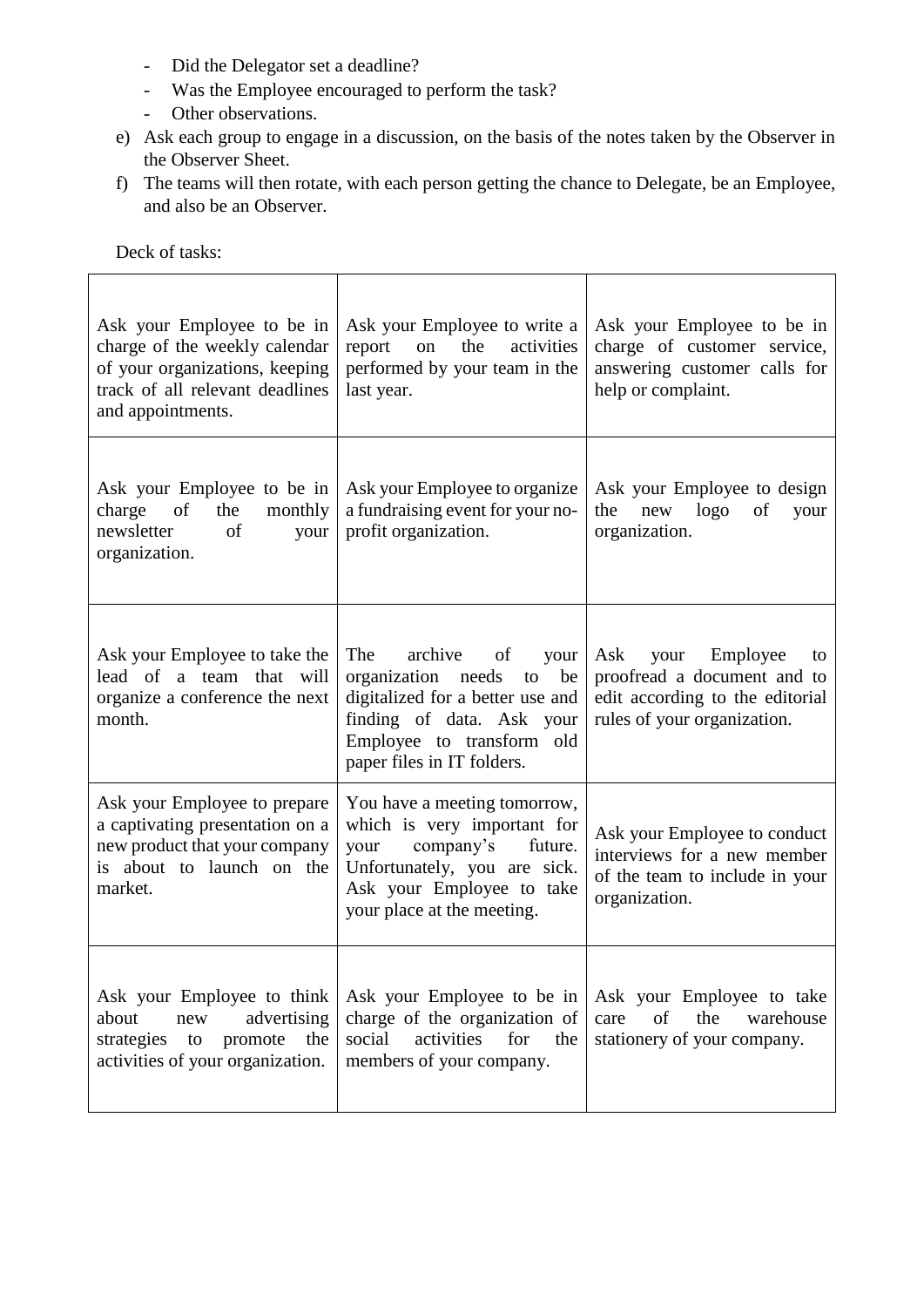- Did the Delegator set a deadline?
- Was the Employee encouraged to perform the task?
- Other observations.

e) Ask each group to engage in a discussion, on the basis of the notes taken by the Observer in the Observer Sheet.

f) The teams will then rotate, with each person getting the chance to Delegate, be an Employee, and also be an Observer.

Deck of tasks:

| | | |
|---|---|---|
| Ask your Employee to be in charge of the weekly calendar of your organizations, keeping track of all relevant deadlines and appointments. | Ask your Employee to write a report on the activities performed by your team in the last year. | Ask your Employee to be in charge of customer service, answering customer calls for help or complaint. |
| Ask your Employee to be in charge of the monthly newsletter of your organization. | Ask your Employee to organize a fundraising event for your no-profit organization. | Ask your Employee to design the new logo of your organization. |
| Ask your Employee to take the lead of a team that will organize a conference the next month. | The archive of your organization needs to be digitalized for a better use and finding of data. Ask your Employee to transform old paper files in IT folders. | Ask your Employee to proofread a document and to edit according to the editorial rules of your organization. |
| Ask your Employee to prepare a captivating presentation on a new product that your company is about to launch on the market. | You have a meeting tomorrow, which is very important for your company's future. Unfortunately, you are sick. Ask your Employee to take your place at the meeting. | Ask your Employee to conduct interviews for a new member of the team to include in your organization. |
| Ask your Employee to think about new advertising strategies to promote the activities of your organization. | Ask your Employee to be in charge of the organization of social activities for the members of your company. | Ask your Employee to take care of the warehouse stationery of your company. |